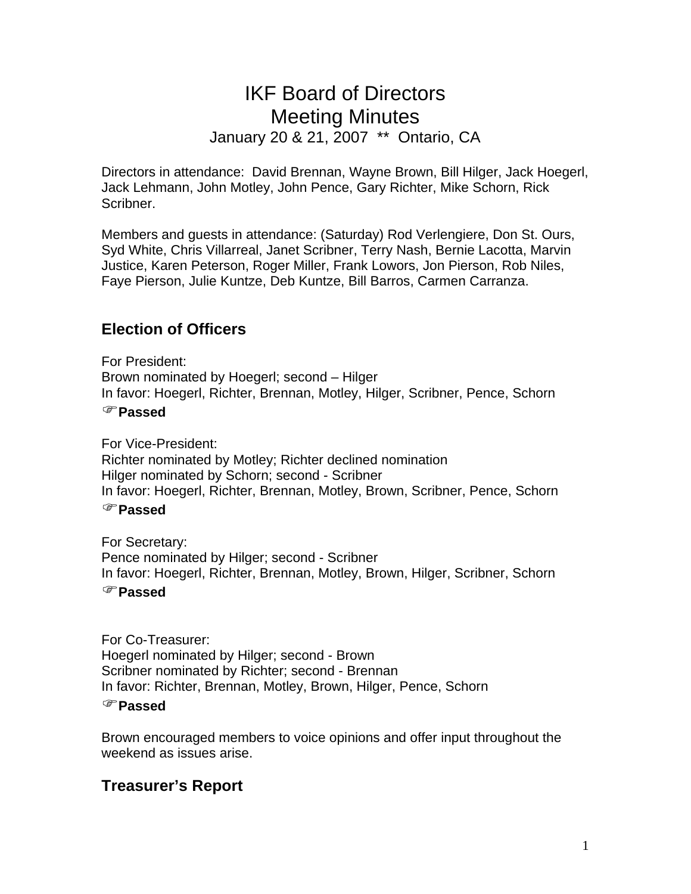# IKF Board of Directors
# Meeting Minutes

January 20 & 21, 2007 ** Ontario, CA

Directors in attendance: David Brennan, Wayne Brown, Bill Hilger, Jack Hoegerl, Jack Lehmann, John Motley, John Pence, Gary Richter, Mike Schorn, Rick Scribner.

Members and guests in attendance: (Saturday) Rod Verlengiere, Don St. Ours, Syd White, Chris Villarreal, Janet Scribner, Terry Nash, Bernie Lacotta, Marvin Justice, Karen Peterson, Roger Miller, Frank Lowors, Jon Pierson, Rob Niles, Faye Pierson, Julie Kuntze, Deb Kuntze, Bill Barros, Carmen Carranza.

## Election of Officers

For President:
Brown nominated by Hoegerl; second – Hilger
In favor: Hoegerl, Richter, Brennan, Motley, Hilger, Scribner, Pence, Schorn
☞**Passed**

For Vice-President:
Richter nominated by Motley; Richter declined nomination
Hilger nominated by Schorn; second - Scribner
In favor: Hoegerl, Richter, Brennan, Motley, Brown, Scribner, Pence, Schorn
☞**Passed**

For Secretary:
Pence nominated by Hilger; second - Scribner
In favor: Hoegerl, Richter, Brennan, Motley, Brown, Hilger, Scribner, Schorn
☞**Passed**

For Co-Treasurer:
Hoegerl nominated by Hilger; second - Brown
Scribner nominated by Richter; second - Brennan
In favor: Richter, Brennan, Motley, Brown, Hilger, Pence, Schorn
☞**Passed**

Brown encouraged members to voice opinions and offer input throughout the weekend as issues arise.

## Treasurer's Report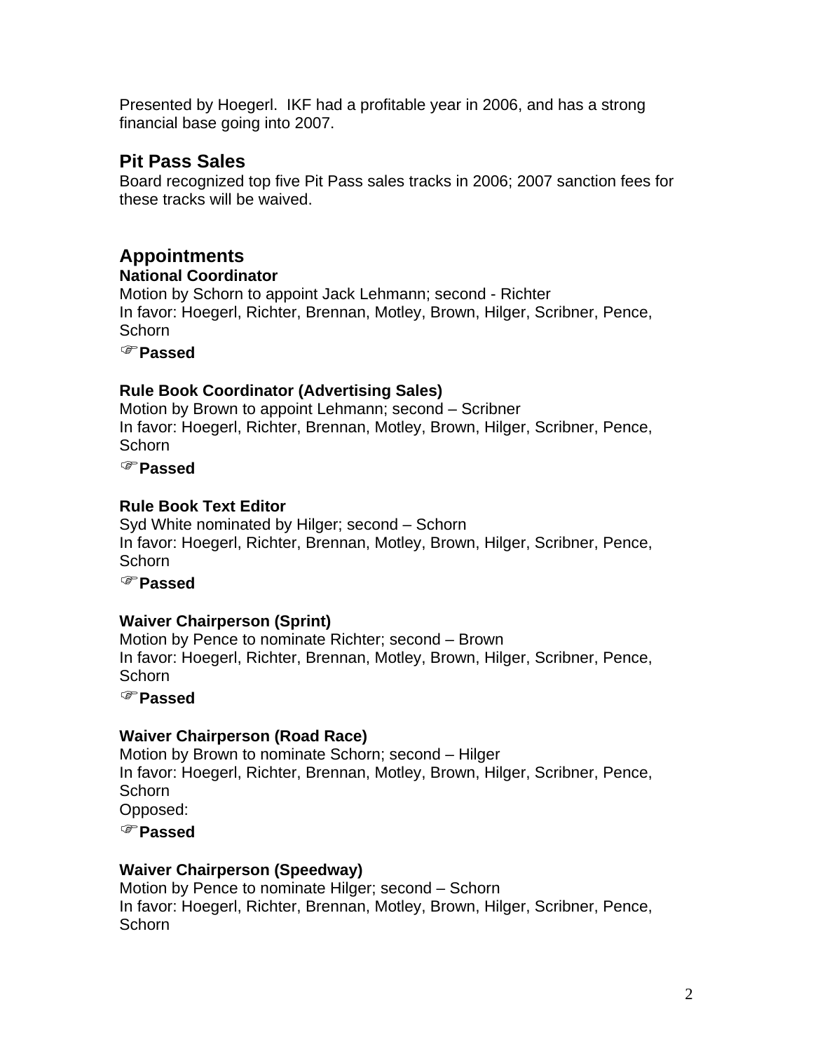Presented by Hoegerl. IKF had a profitable year in 2006, and has a strong financial base going into 2007.

## Pit Pass Sales

Board recognized top five Pit Pass sales tracks in 2006; 2007 sanction fees for these tracks will be waived.

## Appointments

### National Coordinator

Motion by Schorn to appoint Jack Lehmann; second - Richter
In favor: Hoegerl, Richter, Brennan, Motley, Brown, Hilger, Scribner, Pence, Schorn

☞**Passed**

### Rule Book Coordinator (Advertising Sales)

Motion by Brown to appoint Lehmann; second – Scribner
In favor: Hoegerl, Richter, Brennan, Motley, Brown, Hilger, Scribner, Pence, Schorn

☞**Passed**

### Rule Book Text Editor

Syd White nominated by Hilger; second – Schorn
In favor: Hoegerl, Richter, Brennan, Motley, Brown, Hilger, Scribner, Pence, Schorn

☞**Passed**

### Waiver Chairperson (Sprint)

Motion by Pence to nominate Richter; second – Brown
In favor: Hoegerl, Richter, Brennan, Motley, Brown, Hilger, Scribner, Pence, Schorn

☞**Passed**

### Waiver Chairperson (Road Race)

Motion by Brown to nominate Schorn; second – Hilger
In favor: Hoegerl, Richter, Brennan, Motley, Brown, Hilger, Scribner, Pence, Schorn
Opposed:

☞**Passed**

### Waiver Chairperson (Speedway)

Motion by Pence to nominate Hilger; second – Schorn
In favor: Hoegerl, Richter, Brennan, Motley, Brown, Hilger, Scribner, Pence, Schorn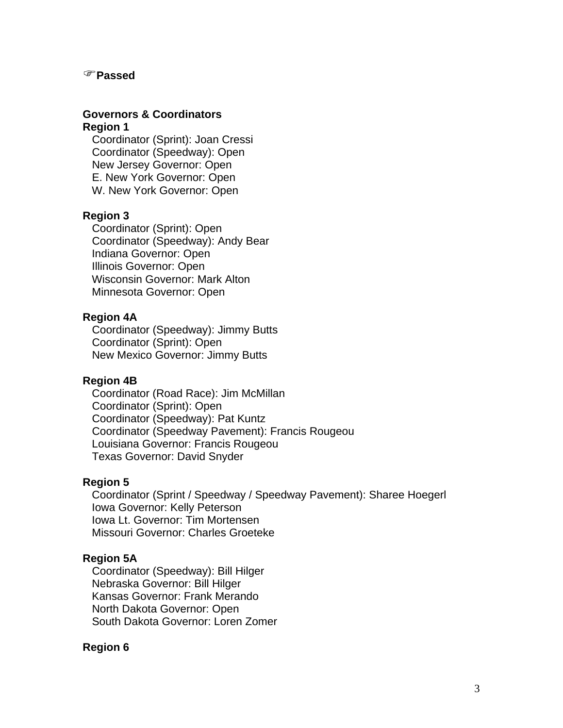☞**Passed**

**Governors & Coordinators**
**Region 1**
Coordinator (Sprint): Joan Cressi
Coordinator (Speedway): Open
New Jersey Governor: Open
E. New York Governor: Open
W. New York Governor: Open

**Region 3**
Coordinator (Sprint): Open
Coordinator (Speedway): Andy Bear
Indiana Governor: Open
Illinois Governor: Open
Wisconsin Governor: Mark Alton
Minnesota Governor: Open

**Region 4A**
Coordinator (Speedway): Jimmy Butts
Coordinator (Sprint): Open
New Mexico Governor: Jimmy Butts

**Region 4B**
Coordinator (Road Race): Jim McMillan
Coordinator (Sprint): Open
Coordinator (Speedway): Pat Kuntz
Coordinator (Speedway Pavement): Francis Rougeou
Louisiana Governor: Francis Rougeou
Texas Governor: David Snyder

**Region 5**
Coordinator (Sprint / Speedway / Speedway Pavement): Sharee Hoegerl
Iowa Governor: Kelly Peterson
Iowa Lt. Governor: Tim Mortensen
Missouri Governor: Charles Groeteke

**Region 5A**
Coordinator (Speedway): Bill Hilger
Nebraska Governor: Bill Hilger
Kansas Governor: Frank Merando
North Dakota Governor: Open
South Dakota Governor: Loren Zomer

**Region 6**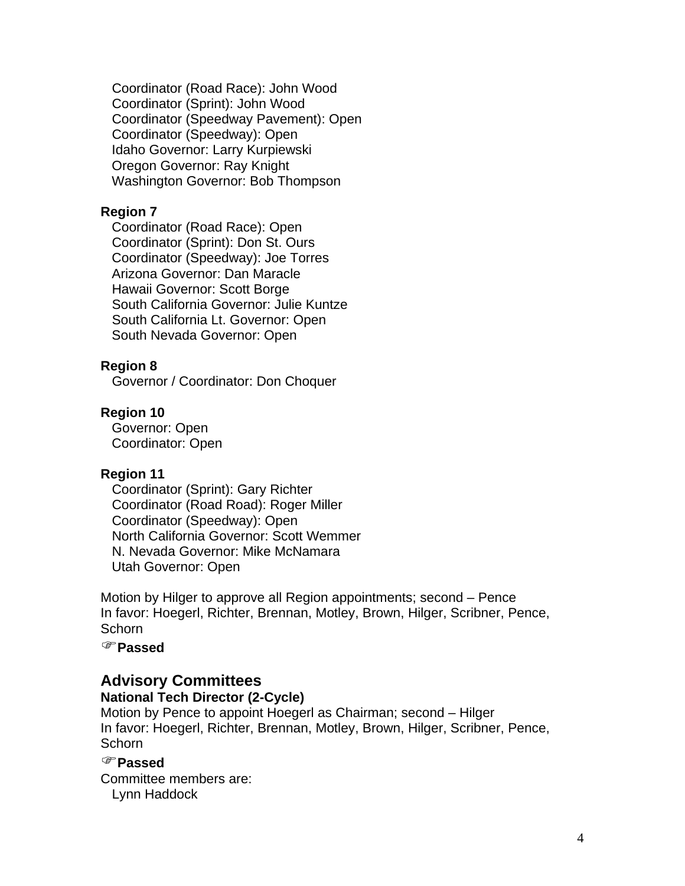Coordinator (Road Race): John Wood
Coordinator (Sprint): John Wood
Coordinator (Speedway Pavement): Open
Coordinator (Speedway): Open
Idaho Governor: Larry Kurpiewski
Oregon Governor: Ray Knight
Washington Governor: Bob Thompson

**Region 7**

Coordinator (Road Race): Open
Coordinator (Sprint): Don St. Ours
Coordinator (Speedway): Joe Torres
Arizona Governor: Dan Maracle
Hawaii Governor: Scott Borge
South California Governor: Julie Kuntze
South California Lt. Governor: Open
South Nevada Governor: Open

**Region 8**

Governor / Coordinator: Don Choquer

**Region 10**

Governor: Open
Coordinator: Open

**Region 11**

Coordinator (Sprint): Gary Richter
Coordinator (Road Road): Roger Miller
Coordinator (Speedway): Open
North California Governor: Scott Wemmer
N. Nevada Governor: Mike McNamara
Utah Governor: Open

Motion by Hilger to approve all Region appointments; second – Pence
In favor: Hoegerl, Richter, Brennan, Motley, Brown, Hilger, Scribner, Pence, Schorn

☞**Passed**

## Advisory Committees

**National Tech Director (2-Cycle)**

Motion by Pence to appoint Hoegerl as Chairman; second – Hilger
In favor: Hoegerl, Richter, Brennan, Motley, Brown, Hilger, Scribner, Pence, Schorn

☞**Passed**

Committee members are:
Lynn Haddock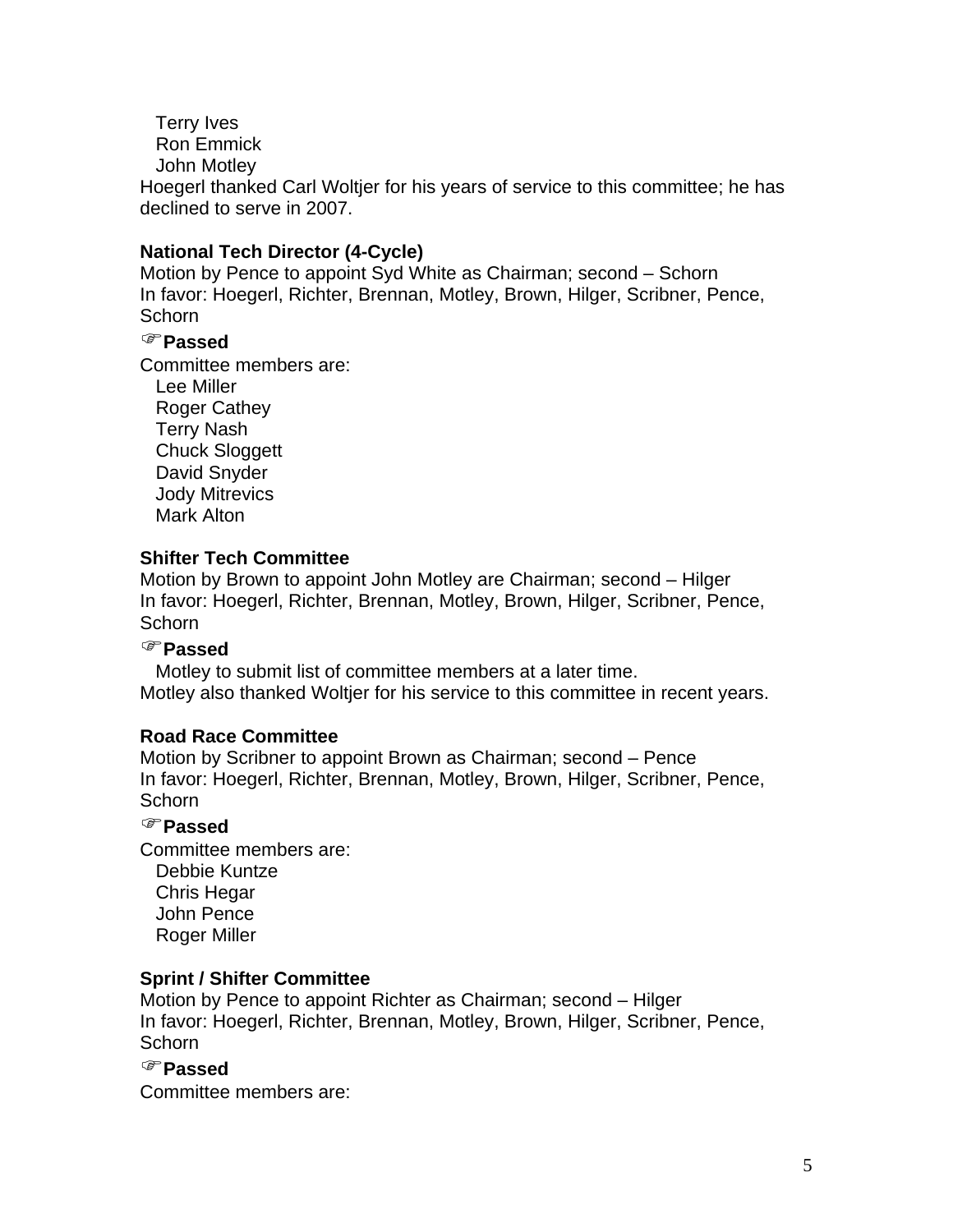Terry Ives
Ron Emmick
John Motley

Hoegerl thanked Carl Woltjer for his years of service to this committee; he has declined to serve in 2007.

**National Tech Director (4-Cycle)**

Motion by Pence to appoint Syd White as Chairman; second – Schorn
In favor: Hoegerl, Richter, Brennan, Motley, Brown, Hilger, Scribner, Pence, Schorn

☞**Passed**

Committee members are:

Lee Miller
Roger Cathey
Terry Nash
Chuck Sloggett
David Snyder
Jody Mitrevics
Mark Alton

**Shifter Tech Committee**

Motion by Brown to appoint John Motley are Chairman; second – Hilger
In favor: Hoegerl, Richter, Brennan, Motley, Brown, Hilger, Scribner, Pence, Schorn

☞**Passed**

Motley to submit list of committee members at a later time.

Motley also thanked Woltjer for his service to this committee in recent years.

**Road Race Committee**

Motion by Scribner to appoint Brown as Chairman; second – Pence
In favor: Hoegerl, Richter, Brennan, Motley, Brown, Hilger, Scribner, Pence, Schorn

☞**Passed**

Committee members are:

Debbie Kuntze
Chris Hegar
John Pence
Roger Miller

**Sprint / Shifter Committee**

Motion by Pence to appoint Richter as Chairman; second – Hilger
In favor: Hoegerl, Richter, Brennan, Motley, Brown, Hilger, Scribner, Pence, Schorn

☞**Passed**

Committee members are: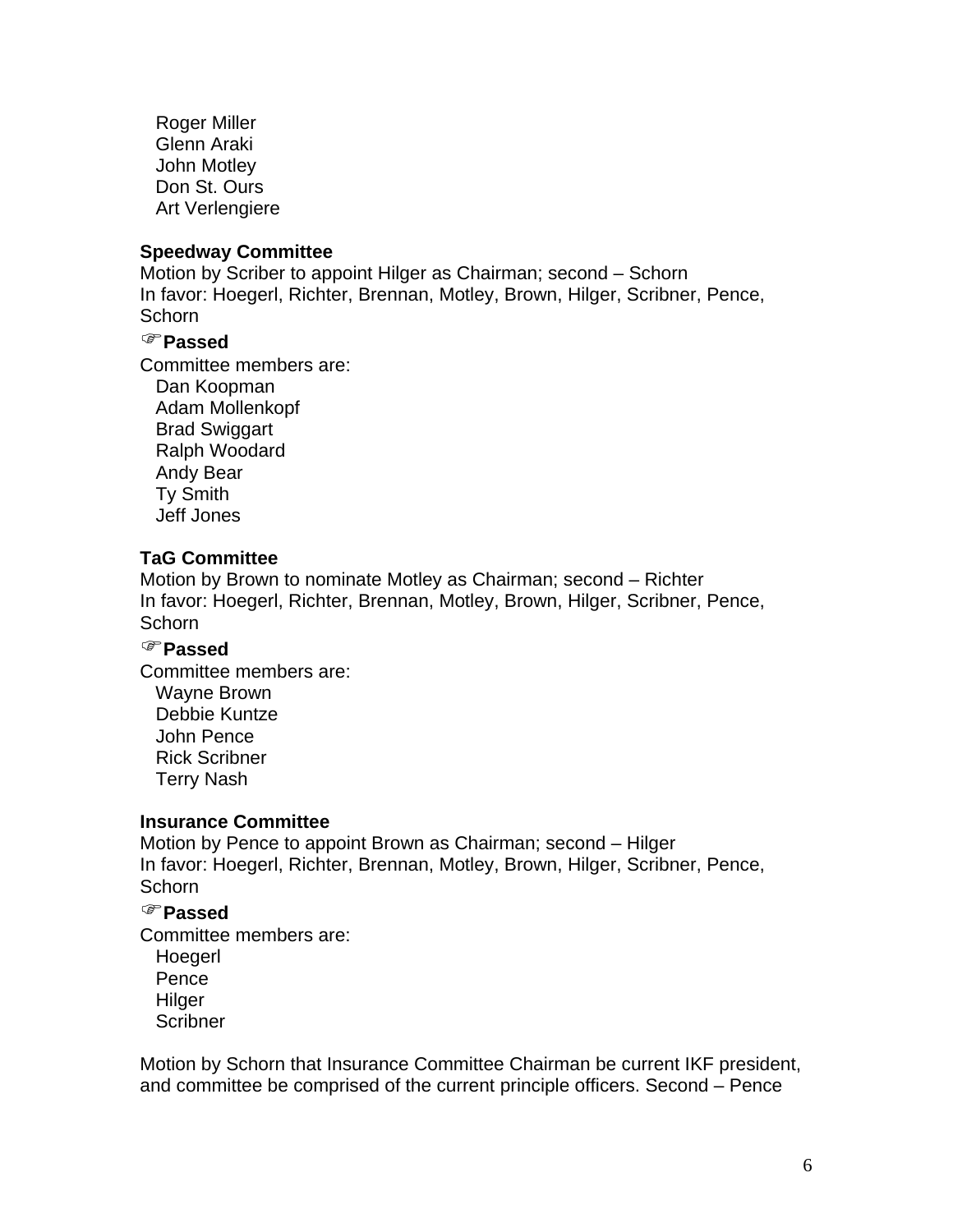Roger Miller
Glenn Araki
John Motley
Don St. Ours
Art Verlengiere

**Speedway Committee**

Motion by Scriber to appoint Hilger as Chairman; second – Schorn
In favor: Hoegerl, Richter, Brennan, Motley, Brown, Hilger, Scribner, Pence, Schorn

☞**Passed**

Committee members are:
Dan Koopman
Adam Mollenkopf
Brad Swiggart
Ralph Woodard
Andy Bear
Ty Smith
Jeff Jones

**TaG Committee**

Motion by Brown to nominate Motley as Chairman; second – Richter
In favor: Hoegerl, Richter, Brennan, Motley, Brown, Hilger, Scribner, Pence, Schorn

☞**Passed**

Committee members are:
Wayne Brown
Debbie Kuntze
John Pence
Rick Scribner
Terry Nash

**Insurance Committee**

Motion by Pence to appoint Brown as Chairman; second – Hilger
In favor: Hoegerl, Richter, Brennan, Motley, Brown, Hilger, Scribner, Pence, Schorn

☞**Passed**

Committee members are:
Hoegerl
Pence
Hilger
Scribner

Motion by Schorn that Insurance Committee Chairman be current IKF president, and committee be comprised of the current principle officers. Second – Pence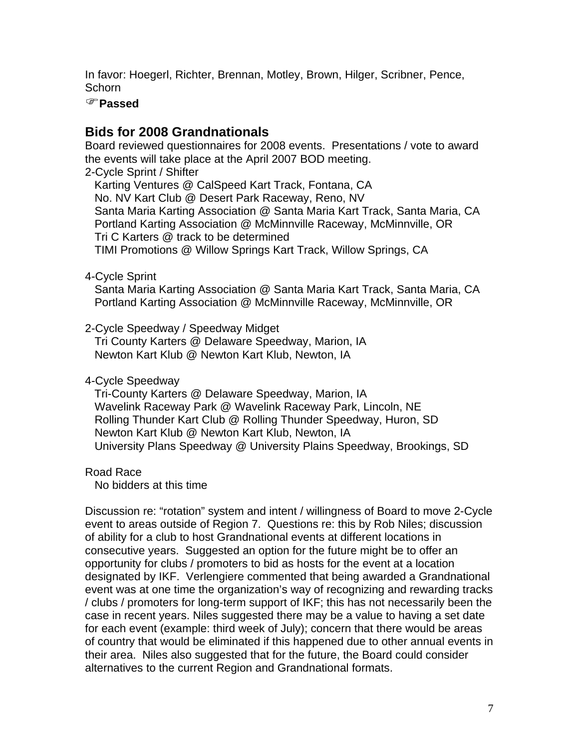In favor: Hoegerl, Richter, Brennan, Motley, Brown, Hilger, Scribner, Pence, Schorn

☞**Passed**

## Bids for 2008 Grandnationals

Board reviewed questionnaires for 2008 events. Presentations / vote to award the events will take place at the April 2007 BOD meeting.

2-Cycle Sprint / Shifter
- Karting Ventures @ CalSpeed Kart Track, Fontana, CA
- No. NV Kart Club @ Desert Park Raceway, Reno, NV
- Santa Maria Karting Association @ Santa Maria Kart Track, Santa Maria, CA
- Portland Karting Association @ McMinnville Raceway, McMinnville, OR
- Tri C Karters @ track to be determined
- TIMI Promotions @ Willow Springs Kart Track, Willow Springs, CA

4-Cycle Sprint
- Santa Maria Karting Association @ Santa Maria Kart Track, Santa Maria, CA
- Portland Karting Association @ McMinnville Raceway, McMinnville, OR

2-Cycle Speedway / Speedway Midget
- Tri County Karters @ Delaware Speedway, Marion, IA
- Newton Kart Klub @ Newton Kart Klub, Newton, IA

4-Cycle Speedway
- Tri-County Karters @ Delaware Speedway, Marion, IA
- Wavelink Raceway Park @ Wavelink Raceway Park, Lincoln, NE
- Rolling Thunder Kart Club @ Rolling Thunder Speedway, Huron, SD
- Newton Kart Klub @ Newton Kart Klub, Newton, IA
- University Plans Speedway @ University Plains Speedway, Brookings, SD

Road Race
- No bidders at this time

Discussion re: "rotation" system and intent / willingness of Board to move 2-Cycle event to areas outside of Region 7. Questions re: this by Rob Niles; discussion of ability for a club to host Grandnational events at different locations in consecutive years. Suggested an option for the future might be to offer an opportunity for clubs / promoters to bid as hosts for the event at a location designated by IKF. Verlengiere commented that being awarded a Grandnational event was at one time the organization's way of recognizing and rewarding tracks / clubs / promoters for long-term support of IKF; this has not necessarily been the case in recent years. Niles suggested there may be a value to having a set date for each event (example: third week of July); concern that there would be areas of country that would be eliminated if this happened due to other annual events in their area. Niles also suggested that for the future, the Board could consider alternatives to the current Region and Grandnational formats.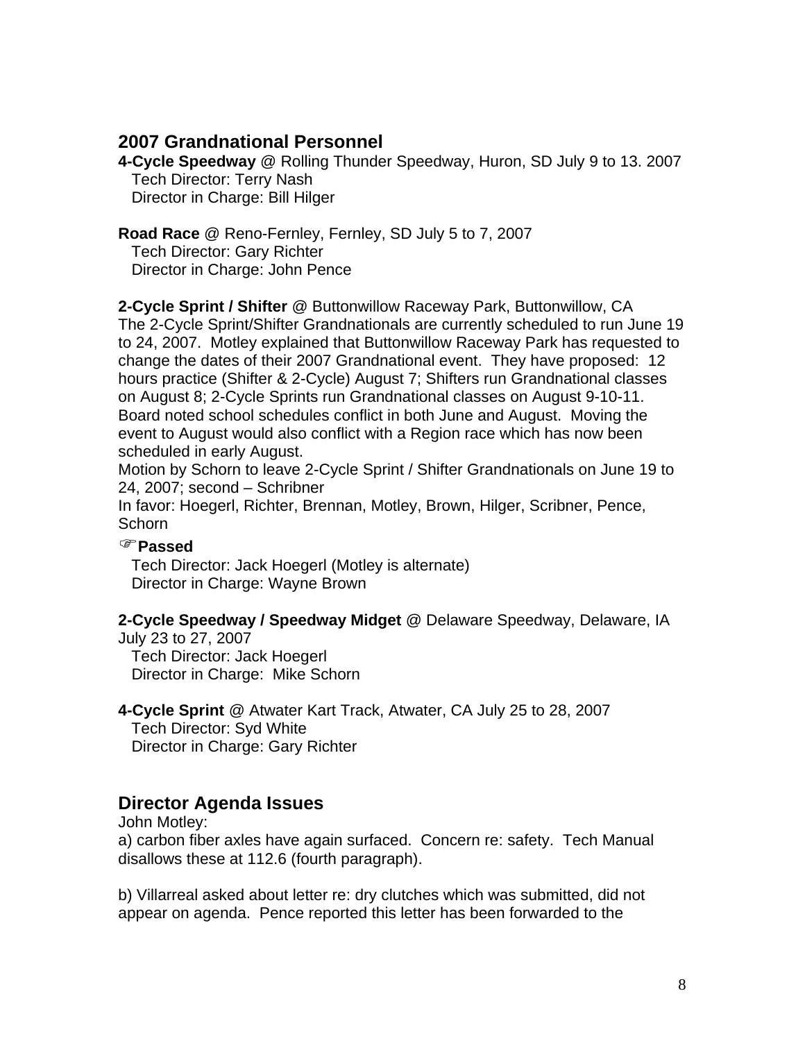## 2007 Grandnational Personnel

**4-Cycle Speedway** @ Rolling Thunder Speedway, Huron, SD July 9 to 13. 2007
Tech Director: Terry Nash
Director in Charge: Bill Hilger

**Road Race** @ Reno-Fernley, Fernley, SD July 5 to 7, 2007
Tech Director: Gary Richter
Director in Charge: John Pence

**2-Cycle Sprint / Shifter** @ Buttonwillow Raceway Park, Buttonwillow, CA
The 2-Cycle Sprint/Shifter Grandnationals are currently scheduled to run June 19 to 24, 2007. Motley explained that Buttonwillow Raceway Park has requested to change the dates of their 2007 Grandnational event. They have proposed: 12 hours practice (Shifter & 2-Cycle) August 7; Shifters run Grandnational classes on August 8; 2-Cycle Sprints run Grandnational classes on August 9-10-11. Board noted school schedules conflict in both June and August. Moving the event to August would also conflict with a Region race which has now been scheduled in early August.
Motion by Schorn to leave 2-Cycle Sprint / Shifter Grandnationals on June 19 to 24, 2007; second – Schribner
In favor: Hoegerl, Richter, Brennan, Motley, Brown, Hilger, Scribner, Pence, Schorn

☞**Passed**

Tech Director: Jack Hoegerl (Motley is alternate)
Director in Charge: Wayne Brown

**2-Cycle Speedway / Speedway Midget** @ Delaware Speedway, Delaware, IA July 23 to 27, 2007
Tech Director: Jack Hoegerl
Director in Charge: Mike Schorn

**4-Cycle Sprint** @ Atwater Kart Track, Atwater, CA July 25 to 28, 2007
Tech Director: Syd White
Director in Charge: Gary Richter

## Director Agenda Issues

John Motley:
a) carbon fiber axles have again surfaced. Concern re: safety. Tech Manual disallows these at 112.6 (fourth paragraph).

b) Villarreal asked about letter re: dry clutches which was submitted, did not appear on agenda. Pence reported this letter has been forwarded to the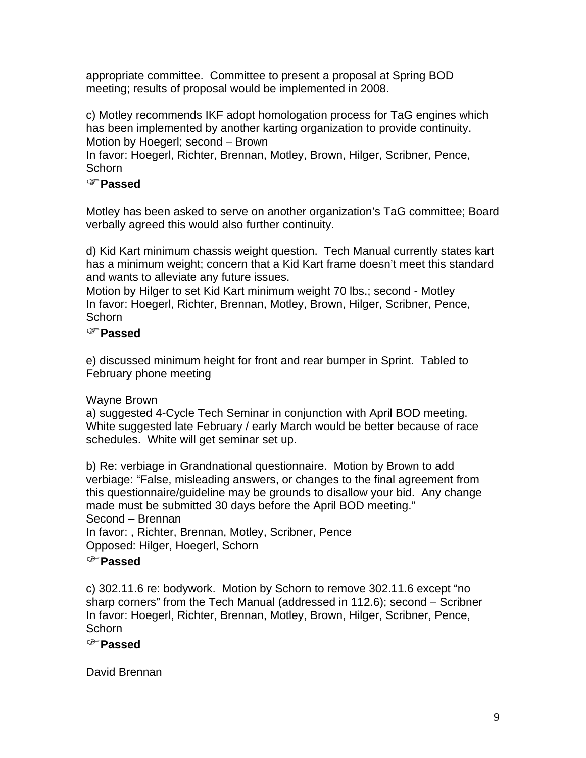appropriate committee. Committee to present a proposal at Spring BOD meeting; results of proposal would be implemented in 2008.

c) Motley recommends IKF adopt homologation process for TaG engines which has been implemented by another karting organization to provide continuity. Motion by Hoegerl; second – Brown
In favor: Hoegerl, Richter, Brennan, Motley, Brown, Hilger, Scribner, Pence, Schorn

☞**Passed**

Motley has been asked to serve on another organization's TaG committee; Board verbally agreed this would also further continuity.

d) Kid Kart minimum chassis weight question. Tech Manual currently states kart has a minimum weight; concern that a Kid Kart frame doesn't meet this standard and wants to alleviate any future issues.
Motion by Hilger to set Kid Kart minimum weight 70 lbs.; second - Motley
In favor: Hoegerl, Richter, Brennan, Motley, Brown, Hilger, Scribner, Pence, Schorn

☞**Passed**

e) discussed minimum height for front and rear bumper in Sprint. Tabled to February phone meeting

Wayne Brown
a) suggested 4-Cycle Tech Seminar in conjunction with April BOD meeting. White suggested late February / early March would be better because of race schedules. White will get seminar set up.

b) Re: verbiage in Grandnational questionnaire. Motion by Brown to add verbiage: "False, misleading answers, or changes to the final agreement from this questionnaire/guideline may be grounds to disallow your bid. Any change made must be submitted 30 days before the April BOD meeting."
Second – Brennan
In favor: , Richter, Brennan, Motley, Scribner, Pence
Opposed: Hilger, Hoegerl, Schorn

☞**Passed**

c) 302.11.6 re: bodywork. Motion by Schorn to remove 302.11.6 except "no sharp corners" from the Tech Manual (addressed in 112.6); second – Scribner
In favor: Hoegerl, Richter, Brennan, Motley, Brown, Hilger, Scribner, Pence, Schorn

☞**Passed**

David Brennan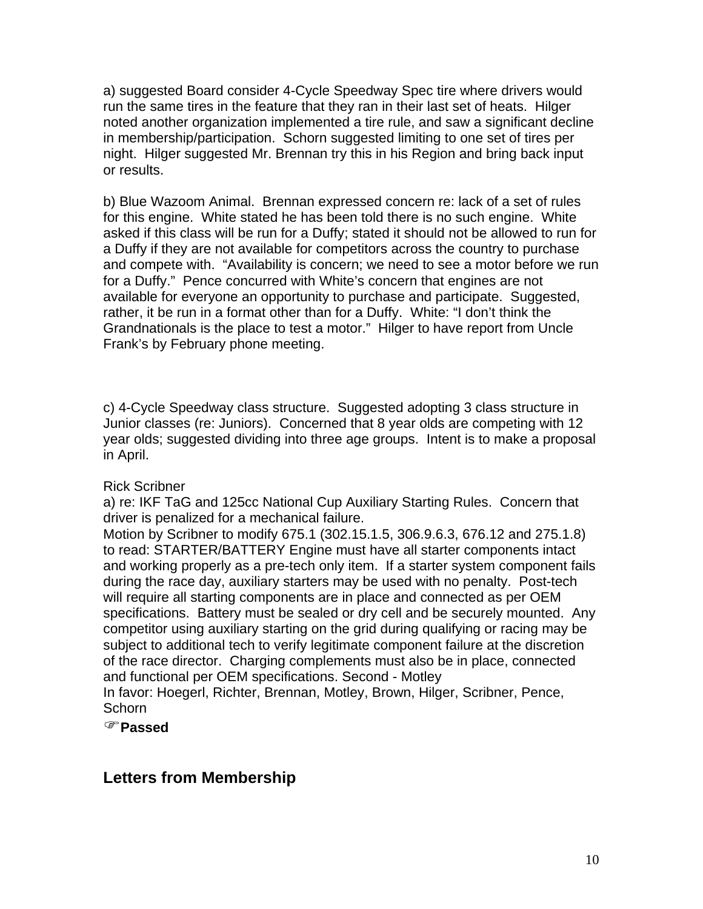a) suggested Board consider 4-Cycle Speedway Spec tire where drivers would run the same tires in the feature that they ran in their last set of heats. Hilger noted another organization implemented a tire rule, and saw a significant decline in membership/participation. Schorn suggested limiting to one set of tires per night. Hilger suggested Mr. Brennan try this in his Region and bring back input or results.

b) Blue Wazoom Animal. Brennan expressed concern re: lack of a set of rules for this engine. White stated he has been told there is no such engine. White asked if this class will be run for a Duffy; stated it should not be allowed to run for a Duffy if they are not available for competitors across the country to purchase and compete with. "Availability is concern; we need to see a motor before we run for a Duffy." Pence concurred with White's concern that engines are not available for everyone an opportunity to purchase and participate. Suggested, rather, it be run in a format other than for a Duffy. White: "I don't think the Grandnationals is the place to test a motor." Hilger to have report from Uncle Frank's by February phone meeting.

c) 4-Cycle Speedway class structure. Suggested adopting 3 class structure in Junior classes (re: Juniors). Concerned that 8 year olds are competing with 12 year olds; suggested dividing into three age groups. Intent is to make a proposal in April.

Rick Scribner
a) re: IKF TaG and 125cc National Cup Auxiliary Starting Rules. Concern that driver is penalized for a mechanical failure.
Motion by Scribner to modify 675.1 (302.15.1.5, 306.9.6.3, 676.12 and 275.1.8) to read: STARTER/BATTERY Engine must have all starter components intact and working properly as a pre-tech only item. If a starter system component fails during the race day, auxiliary starters may be used with no penalty. Post-tech will require all starting components are in place and connected as per OEM specifications. Battery must be sealed or dry cell and be securely mounted. Any competitor using auxiliary starting on the grid during qualifying or racing may be subject to additional tech to verify legitimate component failure at the discretion of the race director. Charging complements must also be in place, connected and functional per OEM specifications. Second - Motley
In favor: Hoegerl, Richter, Brennan, Motley, Brown, Hilger, Scribner, Pence, Schorn
☞**Passed**

## Letters from Membership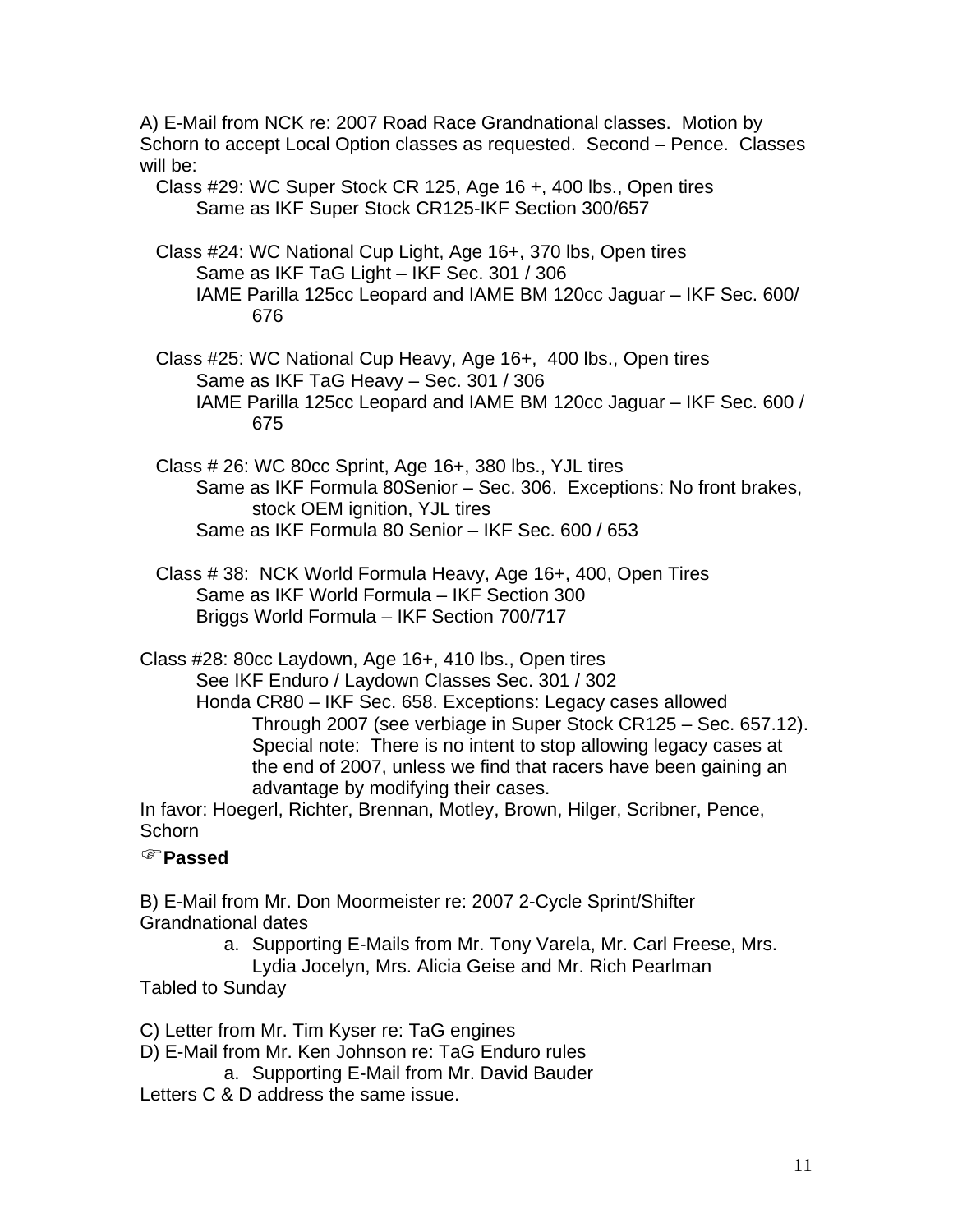A) E-Mail from NCK re: 2007 Road Race Grandnational classes. Motion by Schorn to accept Local Option classes as requested. Second – Pence. Classes will be:

Class #29: WC Super Stock CR 125, Age 16 +, 400 lbs., Open tires
Same as IKF Super Stock CR125-IKF Section 300/657

Class #24: WC National Cup Light, Age 16+, 370 lbs, Open tires
Same as IKF TaG Light – IKF Sec. 301 / 306
IAME Parilla 125cc Leopard and IAME BM 120cc Jaguar – IKF Sec. 600/ 676

Class #25: WC National Cup Heavy, Age 16+, 400 lbs., Open tires
Same as IKF TaG Heavy – Sec. 301 / 306
IAME Parilla 125cc Leopard and IAME BM 120cc Jaguar – IKF Sec. 600 / 675

Class # 26: WC 80cc Sprint, Age 16+, 380 lbs., YJL tires
Same as IKF Formula 80Senior – Sec. 306. Exceptions: No front brakes, stock OEM ignition, YJL tires
Same as IKF Formula 80 Senior – IKF Sec. 600 / 653

Class # 38: NCK World Formula Heavy, Age 16+, 400, Open Tires
Same as IKF World Formula – IKF Section 300
Briggs World Formula – IKF Section 700/717

Class #28: 80cc Laydown, Age 16+, 410 lbs., Open tires
See IKF Enduro / Laydown Classes Sec. 301 / 302
Honda CR80 – IKF Sec. 658. Exceptions: Legacy cases allowed Through 2007 (see verbiage in Super Stock CR125 – Sec. 657.12). Special note: There is no intent to stop allowing legacy cases at the end of 2007, unless we find that racers have been gaining an advantage by modifying their cases.

In favor: Hoegerl, Richter, Brennan, Motley, Brown, Hilger, Scribner, Pence, Schorn

☞**Passed**

B) E-Mail from Mr. Don Moormeister re: 2007 2-Cycle Sprint/Shifter Grandnational dates

a. Supporting E-Mails from Mr. Tony Varela, Mr. Carl Freese, Mrs. Lydia Jocelyn, Mrs. Alicia Geise and Mr. Rich Pearlman

Tabled to Sunday

C) Letter from Mr. Tim Kyser re: TaG engines

D) E-Mail from Mr. Ken Johnson re: TaG Enduro rules

a. Supporting E-Mail from Mr. David Bauder

Letters C & D address the same issue.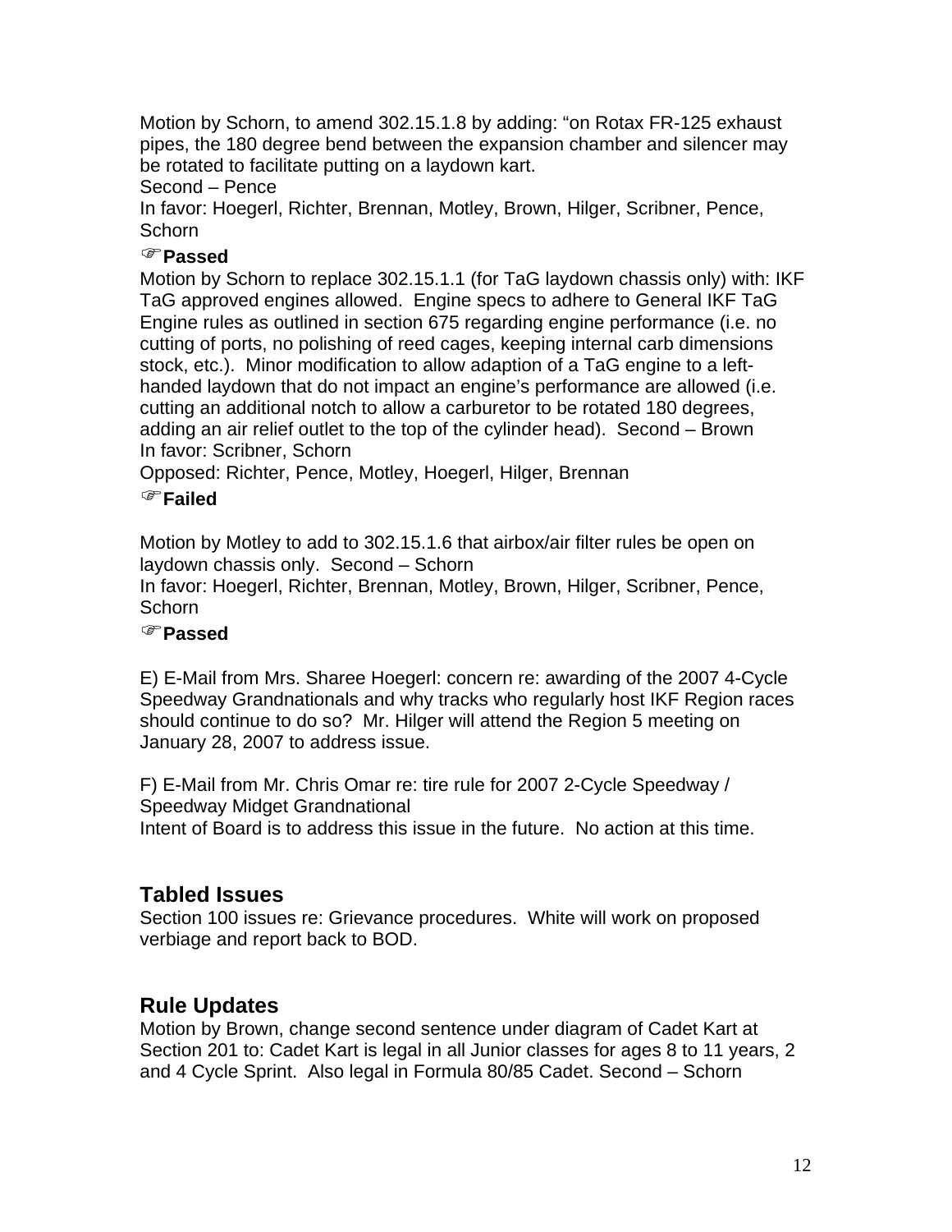Motion by Schorn, to amend 302.15.1.8 by adding: "on Rotax FR-125 exhaust pipes, the 180 degree bend between the expansion chamber and silencer may be rotated to facilitate putting on a laydown kart.

Second – Pence

In favor: Hoegerl, Richter, Brennan, Motley, Brown, Hilger, Scribner, Pence, Schorn

☞**Passed**

Motion by Schorn to replace 302.15.1.1 (for TaG laydown chassis only) with: IKF TaG approved engines allowed. Engine specs to adhere to General IKF TaG Engine rules as outlined in section 675 regarding engine performance (i.e. no cutting of ports, no polishing of reed cages, keeping internal carb dimensions stock, etc.). Minor modification to allow adaption of a TaG engine to a left-handed laydown that do not impact an engine's performance are allowed (i.e. cutting an additional notch to allow a carburetor to be rotated 180 degrees, adding an air relief outlet to the top of the cylinder head). Second – Brown

In favor: Scribner, Schorn

Opposed: Richter, Pence, Motley, Hoegerl, Hilger, Brennan

☞**Failed**

Motion by Motley to add to 302.15.1.6 that airbox/air filter rules be open on laydown chassis only. Second – Schorn

In favor: Hoegerl, Richter, Brennan, Motley, Brown, Hilger, Scribner, Pence, Schorn

☞**Passed**

E) E-Mail from Mrs. Sharee Hoegerl: concern re: awarding of the 2007 4-Cycle Speedway Grandnationals and why tracks who regularly host IKF Region races should continue to do so? Mr. Hilger will attend the Region 5 meeting on January 28, 2007 to address issue.

F) E-Mail from Mr. Chris Omar re: tire rule for 2007 2-Cycle Speedway / Speedway Midget Grandnational

Intent of Board is to address this issue in the future. No action at this time.

## Tabled Issues

Section 100 issues re: Grievance procedures. White will work on proposed verbiage and report back to BOD.

## Rule Updates

Motion by Brown, change second sentence under diagram of Cadet Kart at Section 201 to: Cadet Kart is legal in all Junior classes for ages 8 to 11 years, 2 and 4 Cycle Sprint. Also legal in Formula 80/85 Cadet. Second – Schorn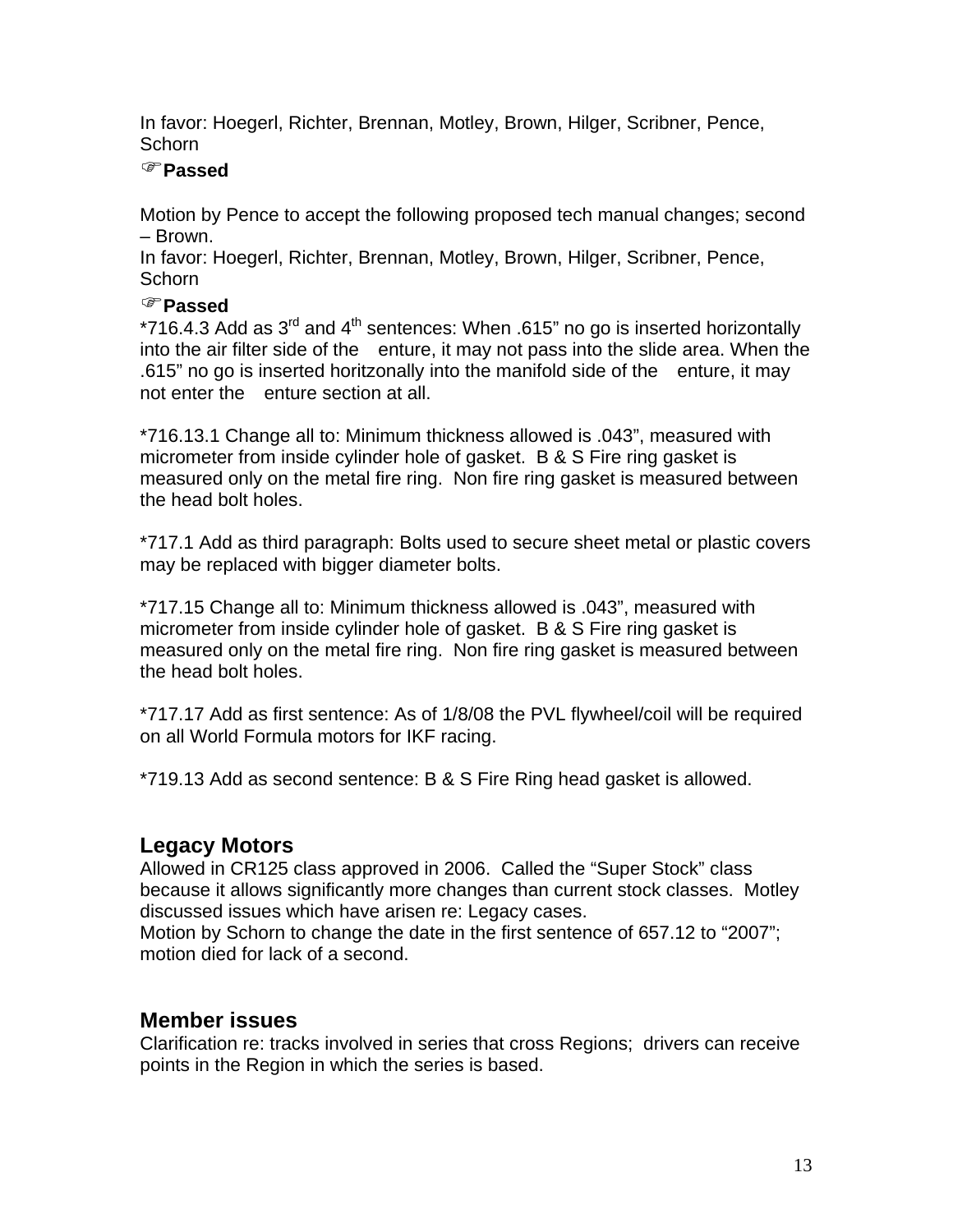In favor: Hoegerl, Richter, Brennan, Motley, Brown, Hilger, Scribner, Pence, Schorn

☞**Passed**

Motion by Pence to accept the following proposed tech manual changes; second – Brown.
In favor: Hoegerl, Richter, Brennan, Motley, Brown, Hilger, Scribner, Pence, Schorn

☞**Passed**

*716.4.3 Add as 3rd and 4th sentences: When .615" no go is inserted horizontally into the air filter side of the enture, it may not pass into the slide area. When the .615" no go is inserted horitzonally into the manifold side of the enture, it may not enter the enture section at all.

*716.13.1 Change all to: Minimum thickness allowed is .043", measured with micrometer from inside cylinder hole of gasket. B & S Fire ring gasket is measured only on the metal fire ring. Non fire ring gasket is measured between the head bolt holes.

*717.1 Add as third paragraph: Bolts used to secure sheet metal or plastic covers may be replaced with bigger diameter bolts.

*717.15 Change all to: Minimum thickness allowed is .043", measured with micrometer from inside cylinder hole of gasket. B & S Fire ring gasket is measured only on the metal fire ring. Non fire ring gasket is measured between the head bolt holes.

*717.17 Add as first sentence: As of 1/8/08 the PVL flywheel/coil will be required on all World Formula motors for IKF racing.

*719.13 Add as second sentence: B & S Fire Ring head gasket is allowed.

## Legacy Motors

Allowed in CR125 class approved in 2006. Called the "Super Stock" class because it allows significantly more changes than current stock classes. Motley discussed issues which have arisen re: Legacy cases.
Motion by Schorn to change the date in the first sentence of 657.12 to "2007"; motion died for lack of a second.

## Member issues

Clarification re: tracks involved in series that cross Regions; drivers can receive points in the Region in which the series is based.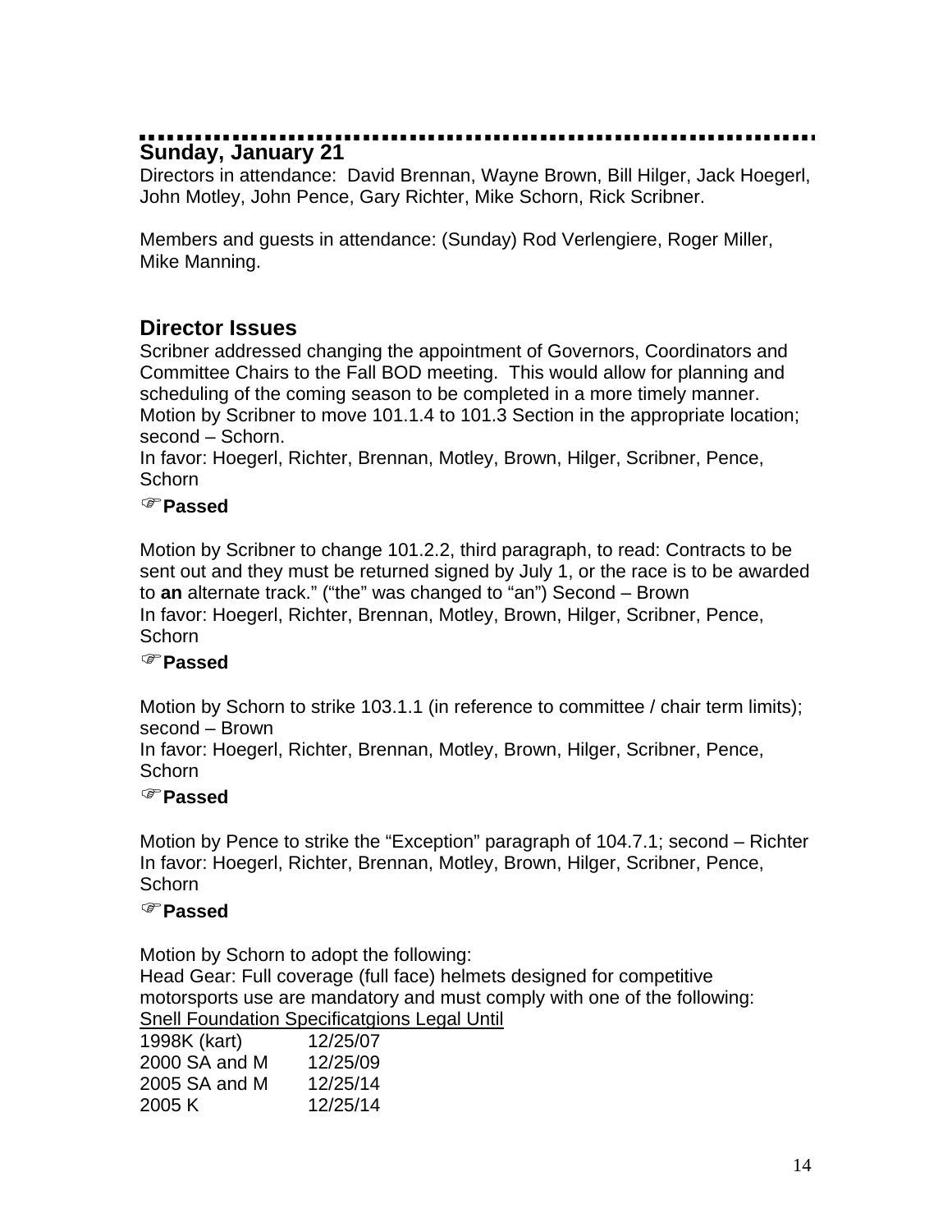## Sunday, January 21

Directors in attendance: David Brennan, Wayne Brown, Bill Hilger, Jack Hoegerl, John Motley, John Pence, Gary Richter, Mike Schorn, Rick Scribner.

Members and guests in attendance: (Sunday) Rod Verlengiere, Roger Miller, Mike Manning.

## Director Issues

Scribner addressed changing the appointment of Governors, Coordinators and Committee Chairs to the Fall BOD meeting. This would allow for planning and scheduling of the coming season to be completed in a more timely manner.
Motion by Scribner to move 101.1.4 to 101.3 Section in the appropriate location; second – Schorn.
In favor: Hoegerl, Richter, Brennan, Motley, Brown, Hilger, Scribner, Pence, Schorn

☞**Passed**

Motion by Scribner to change 101.2.2, third paragraph, to read: Contracts to be sent out and they must be returned signed by July 1, or the race is to be awarded to **an** alternate track." ("the" was changed to "an") Second – Brown
In favor: Hoegerl, Richter, Brennan, Motley, Brown, Hilger, Scribner, Pence, Schorn

☞**Passed**

Motion by Schorn to strike 103.1.1 (in reference to committee / chair term limits); second – Brown
In favor: Hoegerl, Richter, Brennan, Motley, Brown, Hilger, Scribner, Pence, Schorn

☞**Passed**

Motion by Pence to strike the "Exception" paragraph of 104.7.1; second – Richter
In favor: Hoegerl, Richter, Brennan, Motley, Brown, Hilger, Scribner, Pence, Schorn

☞**Passed**

Motion by Schorn to adopt the following:
Head Gear: Full coverage (full face) helmets designed for competitive motorsports use are mandatory and must comply with one of the following:

| Snell Foundation Specificatgions | Legal Until |
|---|---|
| 1998K (kart) | 12/25/07 |
| 2000 SA and M | 12/25/09 |
| 2005 SA and M | 12/25/14 |
| 2005 K | 12/25/14 |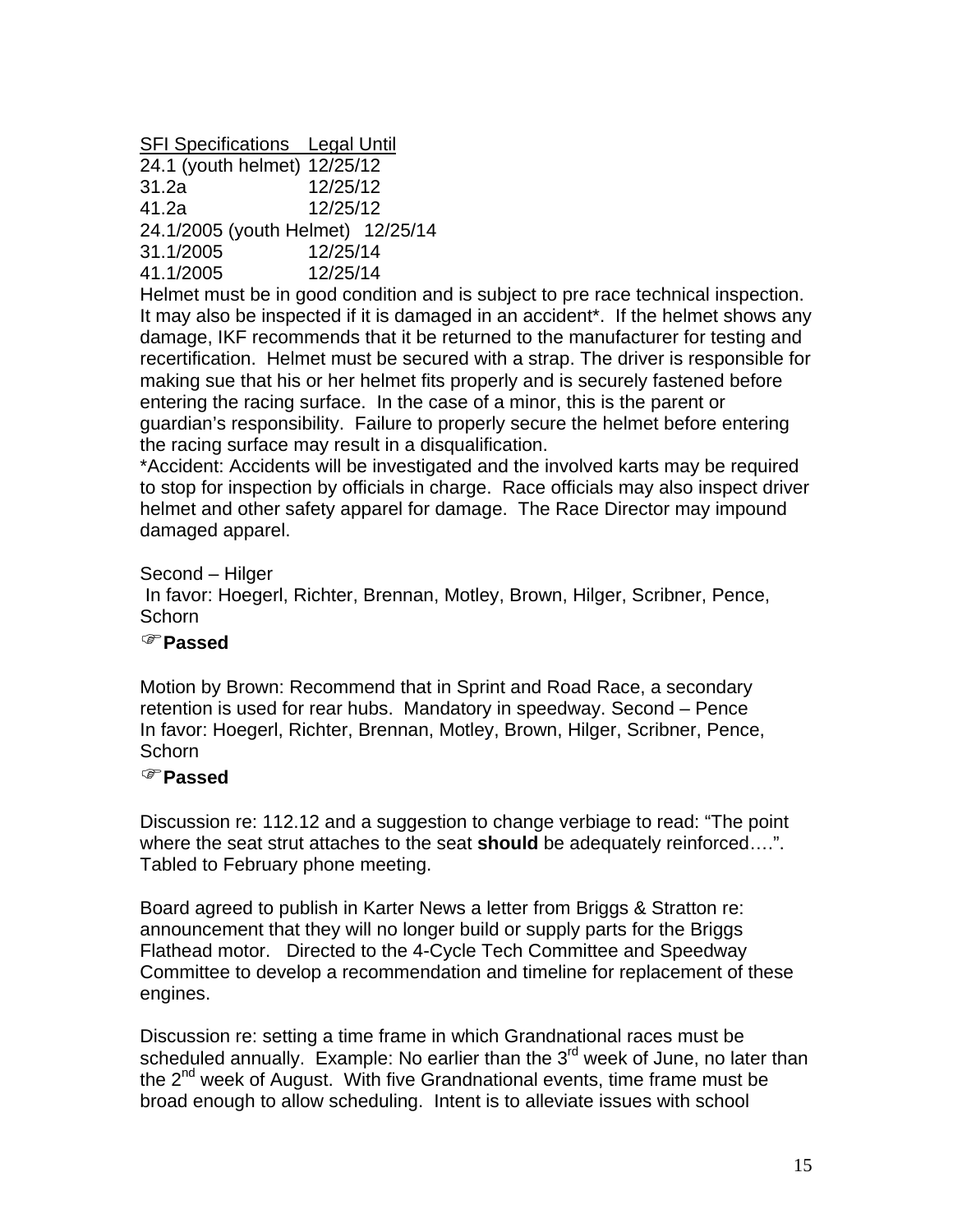| SFI Specifications | Legal Until |
|---|---|
| 24.1 (youth helmet) | 12/25/12 |
| 31.2a | 12/25/12 |
| 41.2a | 12/25/12 |
| 24.1/2005 (youth Helmet) | 12/25/14 |
| 31.1/2005 | 12/25/14 |
| 41.1/2005 | 12/25/14 |

Helmet must be in good condition and is subject to pre race technical inspection. It may also be inspected if it is damaged in an accident*. If the helmet shows any damage, IKF recommends that it be returned to the manufacturer for testing and recertification. Helmet must be secured with a strap. The driver is responsible for making sue that his or her helmet fits properly and is securely fastened before entering the racing surface. In the case of a minor, this is the parent or guardian's responsibility. Failure to properly secure the helmet before entering the racing surface may result in a disqualification.

*Accident: Accidents will be investigated and the involved karts may be required to stop for inspection by officials in charge. Race officials may also inspect driver helmet and other safety apparel for damage. The Race Director may impound damaged apparel.

Second – Hilger
In favor: Hoegerl, Richter, Brennan, Motley, Brown, Hilger, Scribner, Pence, Schorn

☞**Passed**

Motion by Brown: Recommend that in Sprint and Road Race, a secondary retention is used for rear hubs. Mandatory in speedway. Second – Pence
In favor: Hoegerl, Richter, Brennan, Motley, Brown, Hilger, Scribner, Pence, Schorn

☞**Passed**

Discussion re: 112.12 and a suggestion to change verbiage to read: "The point where the seat strut attaches to the seat **should** be adequately reinforced….". Tabled to February phone meeting.

Board agreed to publish in Karter News a letter from Briggs & Stratton re: announcement that they will no longer build or supply parts for the Briggs Flathead motor. Directed to the 4-Cycle Tech Committee and Speedway Committee to develop a recommendation and timeline for replacement of these engines.

Discussion re: setting a time frame in which Grandnational races must be scheduled annually. Example: No earlier than the 3rd week of June, no later than the 2nd week of August. With five Grandnational events, time frame must be broad enough to allow scheduling. Intent is to alleviate issues with school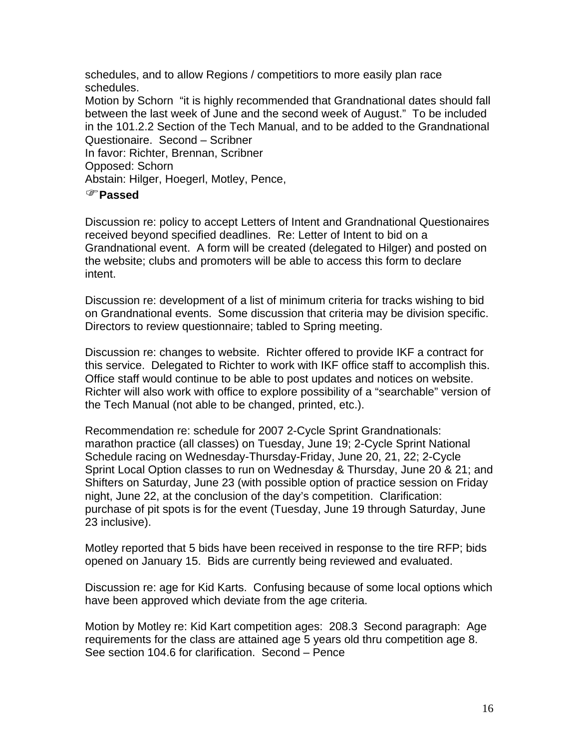schedules, and to allow Regions / competitiors to more easily plan race schedules.

Motion by Schorn "it is highly recommended that Grandnational dates should fall between the last week of June and the second week of August." To be included in the 101.2.2 Section of the Tech Manual, and to be added to the Grandnational Questionaire. Second – Scribner

In favor: Richter, Brennan, Scribner

Opposed: Schorn

Abstain: Hilger, Hoegerl, Motley, Pence,

☞**Passed**

Discussion re: policy to accept Letters of Intent and Grandnational Questionaires received beyond specified deadlines. Re: Letter of Intent to bid on a Grandnational event. A form will be created (delegated to Hilger) and posted on the website; clubs and promoters will be able to access this form to declare intent.

Discussion re: development of a list of minimum criteria for tracks wishing to bid on Grandnational events. Some discussion that criteria may be division specific. Directors to review questionnaire; tabled to Spring meeting.

Discussion re: changes to website. Richter offered to provide IKF a contract for this service. Delegated to Richter to work with IKF office staff to accomplish this. Office staff would continue to be able to post updates and notices on website. Richter will also work with office to explore possibility of a "searchable" version of the Tech Manual (not able to be changed, printed, etc.).

Recommendation re: schedule for 2007 2-Cycle Sprint Grandnationals: marathon practice (all classes) on Tuesday, June 19; 2-Cycle Sprint National Schedule racing on Wednesday-Thursday-Friday, June 20, 21, 22; 2-Cycle Sprint Local Option classes to run on Wednesday & Thursday, June 20 & 21; and Shifters on Saturday, June 23 (with possible option of practice session on Friday night, June 22, at the conclusion of the day's competition. Clarification: purchase of pit spots is for the event (Tuesday, June 19 through Saturday, June 23 inclusive).

Motley reported that 5 bids have been received in response to the tire RFP; bids opened on January 15. Bids are currently being reviewed and evaluated.

Discussion re: age for Kid Karts. Confusing because of some local options which have been approved which deviate from the age criteria.

Motion by Motley re: Kid Kart competition ages: 208.3 Second paragraph: Age requirements for the class are attained age 5 years old thru competition age 8. See section 104.6 for clarification. Second – Pence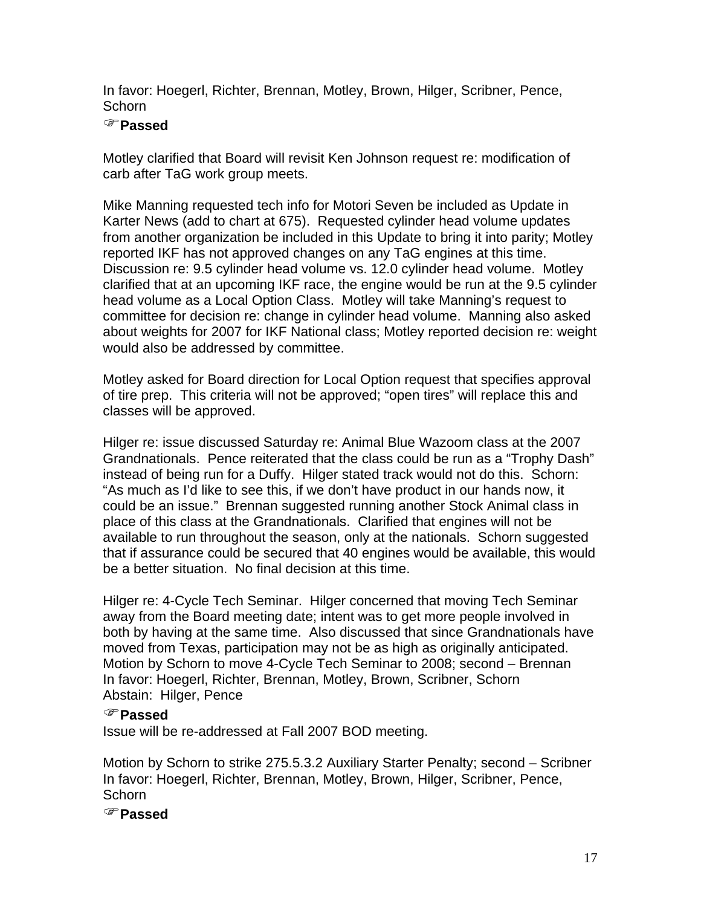In favor: Hoegerl, Richter, Brennan, Motley, Brown, Hilger, Scribner, Pence, Schorn

☞**Passed**

Motley clarified that Board will revisit Ken Johnson request re: modification of carb after TaG work group meets.

Mike Manning requested tech info for Motori Seven be included as Update in Karter News (add to chart at 675). Requested cylinder head volume updates from another organization be included in this Update to bring it into parity; Motley reported IKF has not approved changes on any TaG engines at this time. Discussion re: 9.5 cylinder head volume vs. 12.0 cylinder head volume. Motley clarified that at an upcoming IKF race, the engine would be run at the 9.5 cylinder head volume as a Local Option Class. Motley will take Manning's request to committee for decision re: change in cylinder head volume. Manning also asked about weights for 2007 for IKF National class; Motley reported decision re: weight would also be addressed by committee.

Motley asked for Board direction for Local Option request that specifies approval of tire prep. This criteria will not be approved; "open tires" will replace this and classes will be approved.

Hilger re: issue discussed Saturday re: Animal Blue Wazoom class at the 2007 Grandnationals. Pence reiterated that the class could be run as a "Trophy Dash" instead of being run for a Duffy. Hilger stated track would not do this. Schorn: "As much as I'd like to see this, if we don't have product in our hands now, it could be an issue." Brennan suggested running another Stock Animal class in place of this class at the Grandnationals. Clarified that engines will not be available to run throughout the season, only at the nationals. Schorn suggested that if assurance could be secured that 40 engines would be available, this would be a better situation. No final decision at this time.

Hilger re: 4-Cycle Tech Seminar. Hilger concerned that moving Tech Seminar away from the Board meeting date; intent was to get more people involved in both by having at the same time. Also discussed that since Grandnationals have moved from Texas, participation may not be as high as originally anticipated.
Motion by Schorn to move 4-Cycle Tech Seminar to 2008; second – Brennan
In favor: Hoegerl, Richter, Brennan, Motley, Brown, Scribner, Schorn
Abstain: Hilger, Pence

☞**Passed**
Issue will be re-addressed at Fall 2007 BOD meeting.

Motion by Schorn to strike 275.5.3.2 Auxiliary Starter Penalty; second – Scribner
In favor: Hoegerl, Richter, Brennan, Motley, Brown, Hilger, Scribner, Pence, Schorn

☞**Passed**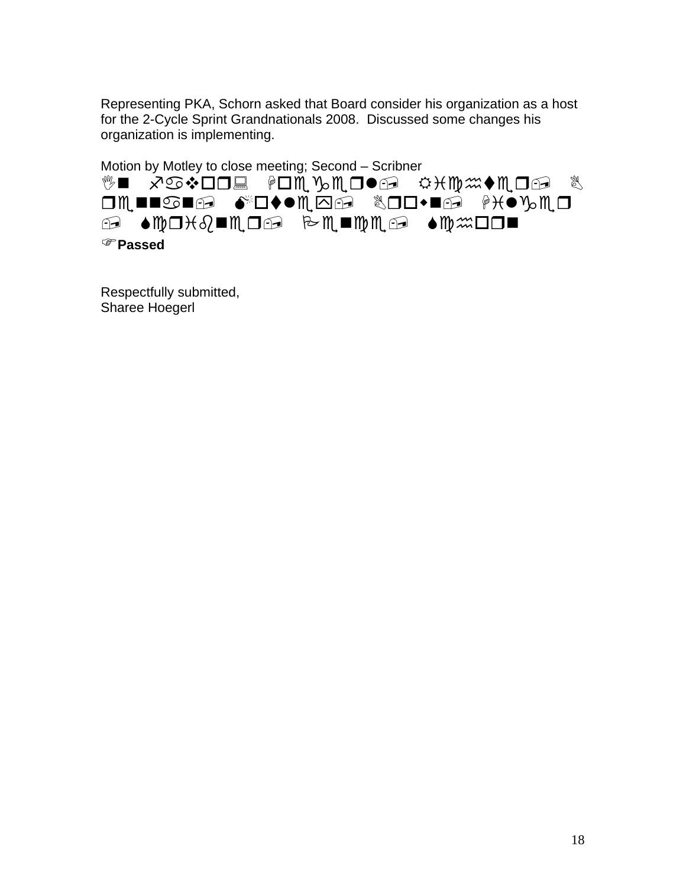Representing PKA, Schorn asked that Board consider his organization as a host for the 2-Cycle Sprint Grandnationals 2008. Discussed some changes his organization is implementing.

Motion by Motley to close meeting; Second – Scribner
✋■ ♐♋❖□❒💻 ☟□♏♑♏❒●📪 ☼♓♍♒⧫♏❒📪 👌 ❒♏■■♋■📪 💣□⧫●♏⍓📪 👌❒□⬥■📪 ☟♓●♑♏❒ 📪 💧♍❒♓♌■♏❒📪 🏱♏■♍♏📪 💧♍♒□❒■
☞**Passed**

Respectfully submitted,
Sharee Hoegerl